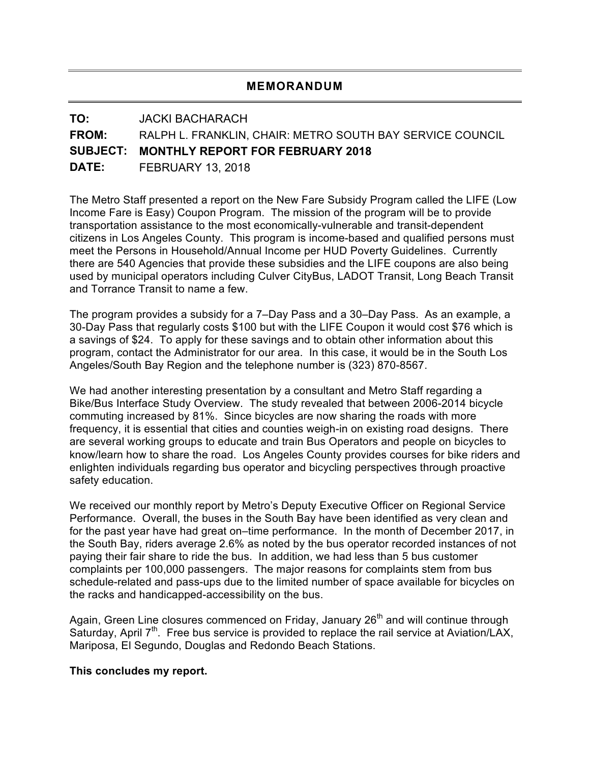# MEMORANDUM

**TO:** JACKI BACHARACH

**FROM:** RALPH L. FRANKLIN, CHAIR: METRO SOUTH BAY SERVICE COUNCIL

**SUBJECT: MONTHLY REPORT FOR FEBRUARY 2018**

**DATE:** FEBRUARY 13, 2018

The Metro Staff presented a report on the New Fare Subsidy Program called the LIFE (Low Income Fare is Easy) Coupon Program. The mission of the program will be to provide transportation assistance to the most economically-vulnerable and transit-dependent citizens in Los Angeles County. This program is income-based and qualified persons must meet the Persons in Household/Annual Income per HUD Poverty Guidelines. Currently there are 540 Agencies that provide these subsidies and the LIFE coupons are also being used by municipal operators including Culver CityBus, LADOT Transit, Long Beach Transit and Torrance Transit to name a few.

The program provides a subsidy for a 7–Day Pass and a 30–Day Pass. As an example, a 30-Day Pass that regularly costs $100 but with the LIFE Coupon it would cost $76 which is a savings of $24. To apply for these savings and to obtain other information about this program, contact the Administrator for our area. In this case, it would be in the South Los Angeles/South Bay Region and the telephone number is (323) 870-8567.

We had another interesting presentation by a consultant and Metro Staff regarding a Bike/Bus Interface Study Overview. The study revealed that between 2006-2014 bicycle commuting increased by 81%. Since bicycles are now sharing the roads with more frequency, it is essential that cities and counties weigh-in on existing road designs. There are several working groups to educate and train Bus Operators and people on bicycles to know/learn how to share the road. Los Angeles County provides courses for bike riders and enlighten individuals regarding bus operator and bicycling perspectives through proactive safety education.

We received our monthly report by Metro's Deputy Executive Officer on Regional Service Performance. Overall, the buses in the South Bay have been identified as very clean and for the past year have had great on–time performance. In the month of December 2017, in the South Bay, riders average 2.6% as noted by the bus operator recorded instances of not paying their fair share to ride the bus. In addition, we had less than 5 bus customer complaints per 100,000 passengers. The major reasons for complaints stem from bus schedule-related and pass-ups due to the limited number of space available for bicycles on the racks and handicapped-accessibility on the bus.

Again, Green Line closures commenced on Friday, January 26th and will continue through Saturday, April 7th. Free bus service is provided to replace the rail service at Aviation/LAX, Mariposa, El Segundo, Douglas and Redondo Beach Stations.

**This concludes my report.**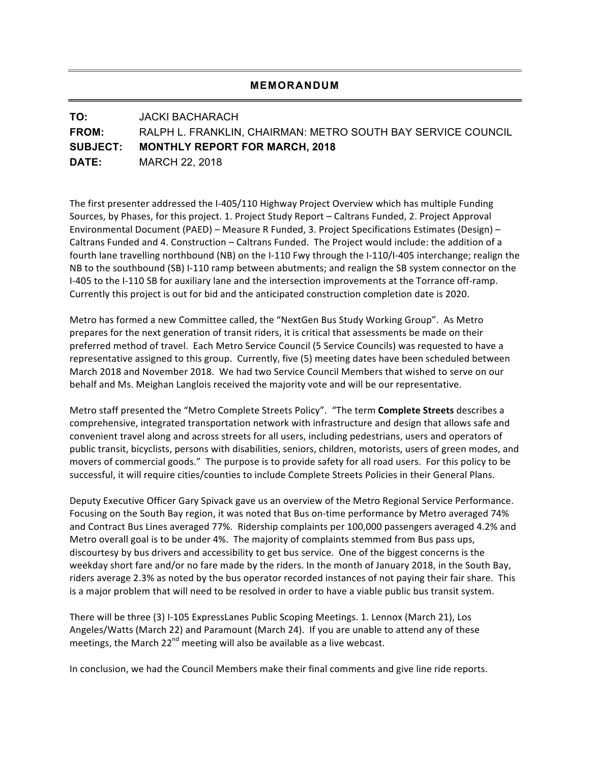# MEMORANDUM

**TO:** JACKI BACHARACH
**FROM:** RALPH L. FRANKLIN, CHAIRMAN: METRO SOUTH BAY SERVICE COUNCIL
**SUBJECT:** **MONTHLY REPORT FOR MARCH, 2018**
**DATE:** MARCH 22, 2018

The first presenter addressed the I-405/110 Highway Project Overview which has multiple Funding Sources, by Phases, for this project. 1. Project Study Report – Caltrans Funded, 2. Project Approval Environmental Document (PAED) – Measure R Funded, 3. Project Specifications Estimates (Design) – Caltrans Funded and 4. Construction – Caltrans Funded. The Project would include: the addition of a fourth lane travelling northbound (NB) on the I-110 Fwy through the I-110/I-405 interchange; realign the NB to the southbound (SB) I-110 ramp between abutments; and realign the SB system connector on the I-405 to the I-110 SB for auxiliary lane and the intersection improvements at the Torrance off-ramp. Currently this project is out for bid and the anticipated construction completion date is 2020.

Metro has formed a new Committee called, the "NextGen Bus Study Working Group". As Metro prepares for the next generation of transit riders, it is critical that assessments be made on their preferred method of travel. Each Metro Service Council (5 Service Councils) was requested to have a representative assigned to this group. Currently, five (5) meeting dates have been scheduled between March 2018 and November 2018. We had two Service Council Members that wished to serve on our behalf and Ms. Meighan Langlois received the majority vote and will be our representative.

Metro staff presented the "Metro Complete Streets Policy". "The term **Complete Streets** describes a comprehensive, integrated transportation network with infrastructure and design that allows safe and convenient travel along and across streets for all users, including pedestrians, users and operators of public transit, bicyclists, persons with disabilities, seniors, children, motorists, users of green modes, and movers of commercial goods." The purpose is to provide safety for all road users. For this policy to be successful, it will require cities/counties to include Complete Streets Policies in their General Plans.

Deputy Executive Officer Gary Spivack gave us an overview of the Metro Regional Service Performance. Focusing on the South Bay region, it was noted that Bus on-time performance by Metro averaged 74% and Contract Bus Lines averaged 77%. Ridership complaints per 100,000 passengers averaged 4.2% and Metro overall goal is to be under 4%. The majority of complaints stemmed from Bus pass ups, discourtesy by bus drivers and accessibility to get bus service. One of the biggest concerns is the weekday short fare and/or no fare made by the riders. In the month of January 2018, in the South Bay, riders average 2.3% as noted by the bus operator recorded instances of not paying their fair share. This is a major problem that will need to be resolved in order to have a viable public bus transit system.

There will be three (3) I-105 ExpressLanes Public Scoping Meetings. 1. Lennox (March 21), Los Angeles/Watts (March 22) and Paramount (March 24). If you are unable to attend any of these meetings, the March 22nd meeting will also be available as a live webcast.

In conclusion, we had the Council Members make their final comments and give line ride reports.